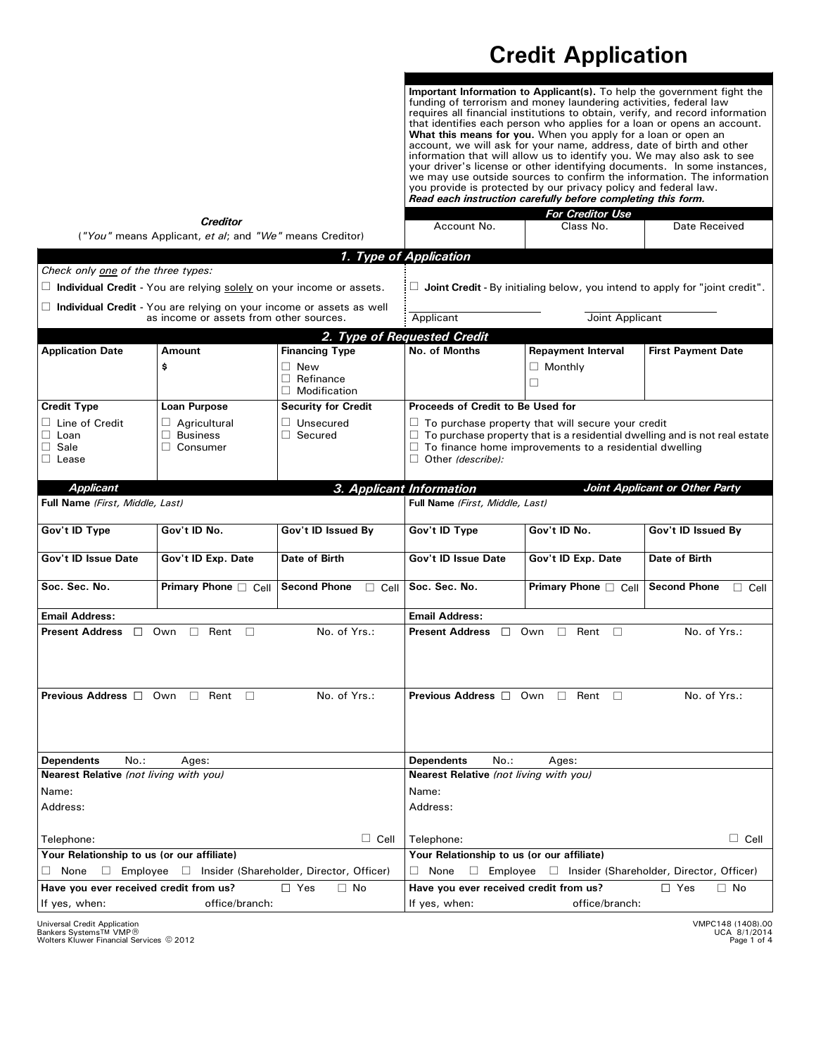# Credit Application

**Important Information to Applicant(s).** To help the government fight the funding of terrorism and money laundering activities, federal law requires all financial institutions to obtain, verify, and record information that identifies each person who applies for a loan or opens an account. **What this means for you.** When you apply for a loan or open an account, we will ask for your name, address, date of birth and other information that will allow us to identify you. We may also ask to see your driver's license or other identifying documents. In some instances, we may use outside sources to confirm the information. The information you provide is protected by our privacy policy and federal law. ***Read each instruction carefully before completing this form.***

***Creditor***

(*"You"* means Applicant, *et al*; and *"We"* means Creditor)

| *For Creditor Use* | | |
|---|---|---|
| Account No. | Class No. | Date Received |
| | | |

## *1. Type of Application*

*Check only one of the three types:*

☐ **Individual Credit** - You are relying solely on your income or assets.

☐ **Individual Credit** - You are relying on your income or assets as well as income or assets from other sources.

☐ **Joint Credit** - By initialing below, you intend to apply for "joint credit".

Applicant ____________ Joint Applicant ____________

## *2. Type of Requested Credit*

| Application Date | Amount | Financing Type | No. of Months | Repayment Interval | First Payment Date |
|---|---|---|---|---|---|
| | $ | ☐ New<br>☐ Refinance<br>☐ Modification | | ☐ Monthly<br>☐ | |

| Credit Type | Loan Purpose | Security for Credit | Proceeds of Credit to Be Used for |
|---|---|---|---|
| ☐ Line of Credit<br>☐ Loan<br>☐ Sale<br>☐ Lease | ☐ Agricultural<br>☐ Business<br>☐ Consumer | ☐ Unsecured<br>☐ Secured | ☐ To purchase property that will secure your credit<br>☐ To purchase property that is a residential dwelling and is not real estate<br>☐ To finance home improvements to a residential dwelling<br>☐ Other *(describe)*: |

## *3. Applicant Information*

| *Applicant* | | | *Joint Applicant or Other Party* | | |
|---|---|---|---|---|---|
| **Full Name** *(First, Middle, Last)* | | | **Full Name** *(First, Middle, Last)* | | |
| **Gov't ID Type** | **Gov't ID No.** | **Gov't ID Issued By** | **Gov't ID Type** | **Gov't ID No.** | **Gov't ID Issued By** |
| **Gov't ID Issue Date** | **Gov't ID Exp. Date** | **Date of Birth** | **Gov't ID Issue Date** | **Gov't ID Exp. Date** | **Date of Birth** |
| **Soc. Sec. No.** | **Primary Phone** ☐ Cell | **Second Phone** ☐ Cell | **Soc. Sec. No.** | **Primary Phone** ☐ Cell | **Second Phone** ☐ Cell |
| **Email Address:** | | | **Email Address:** | | |
| **Present Address** ☐ Own ☐ Rent ☐ | | No. of Yrs.: | **Present Address** ☐ Own ☐ Rent ☐ | | No. of Yrs.: |
| **Previous Address** ☐ Own ☐ Rent ☐ | | No. of Yrs.: | **Previous Address** ☐ Own ☐ Rent ☐ | | No. of Yrs.: |
| **Dependents** No.: Ages: | | | **Dependents** No.: Ages: | | |
| **Nearest Relative** *(not living with you)*<br>Name:<br>Address:<br>Telephone: ☐ Cell | | | **Nearest Relative** *(not living with you)*<br>Name:<br>Address:<br>Telephone: ☐ Cell | | |
| **Your Relationship to us (or our affiliate)**<br>☐ None ☐ Employee ☐ Insider (Shareholder, Director, Officer) | | | **Your Relationship to us (or our affiliate)**<br>☐ None ☐ Employee ☐ Insider (Shareholder, Director, Officer) | | |
| **Have you ever received credit from us?** ☐ Yes ☐ No | | | **Have you ever received credit from us?** ☐ Yes ☐ No | | |
| If yes, when: office/branch: | | | If yes, when: office/branch: | | |

Universal Credit Application
Bankers Systems™ VMP®
Wolters Kluwer Financial Services © 2012

VMPC148 (1408).00
UCA 8/1/2014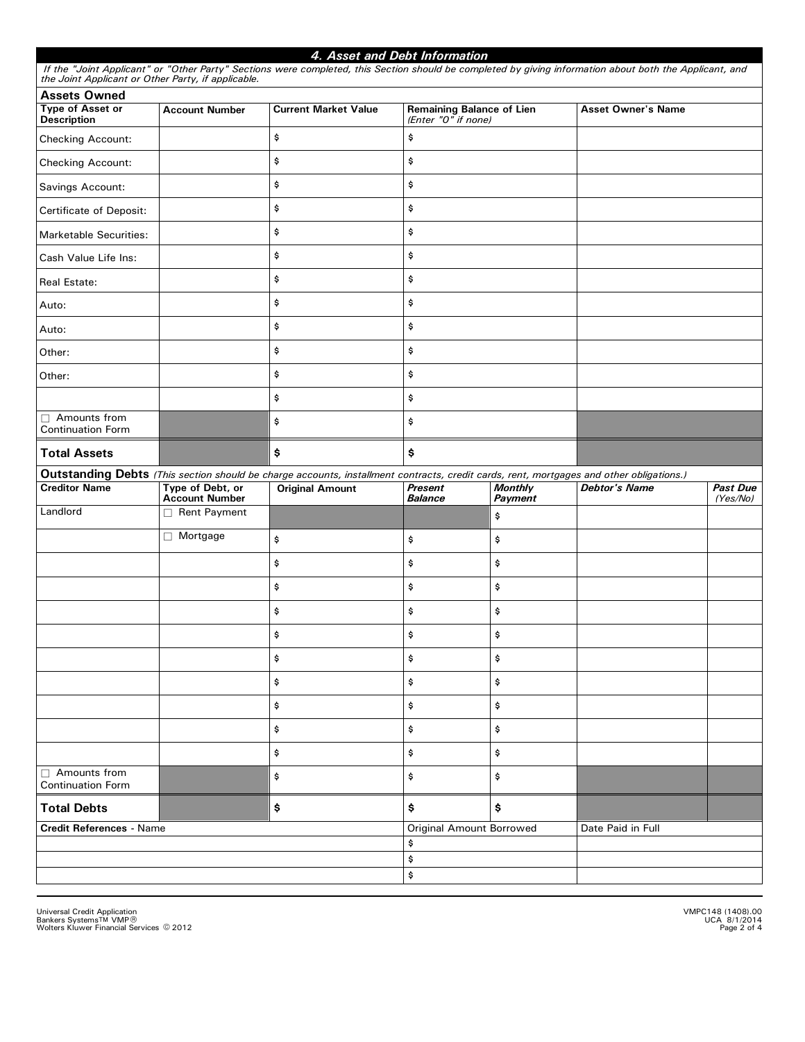## 4. Asset and Debt Information

*If the "Joint Applicant" or "Other Party" Sections were completed, this Section should be completed by giving information about both the Applicant, and the Joint Applicant or Other Party, if applicable.*

### Assets Owned

| Type of Asset or Description | Account Number | Current Market Value | Remaining Balance of Lien *(Enter "0" if none)* | Asset Owner's Name |
|---|---|---|---|---|
| Checking Account: | | $ | $ | |
| Checking Account: | | $ | $ | |
| Savings Account: | | $ | $ | |
| Certificate of Deposit: | | $ | $ | |
| Marketable Securities: | | $ | $ | |
| Cash Value Life Ins: | | $ | $ | |
| Real Estate: | | $ | $ | |
| Auto: | | $ | $ | |
| Auto: | | $ | $ | |
| Other: | | $ | $ | |
| Other: | | $ | $ | |
| | | $ | $ | |
| ☐ Amounts from Continuation Form | | $ | $ | |
| **Total Assets** | | **$** | **$** | |

### Outstanding Debts

*(This section should be charge accounts, installment contracts, credit cards, rent, mortgages and other obligations.)*

| Creditor Name | Type of Debt, or Account Number | Original Amount | *Present Balance* | *Monthly Payment* | *Debtor's Name* | *Past Due (Yes/No)* |
|---|---|---|---|---|---|---|
| Landlord | ☐ Rent Payment | | | $ | | |
| | ☐ Mortgage | $ | $ | $ | | |
| | | $ | $ | $ | | |
| | | $ | $ | $ | | |
| | | $ | $ | $ | | |
| | | $ | $ | $ | | |
| | | $ | $ | $ | | |
| | | $ | $ | $ | | |
| | | $ | $ | $ | | |
| | | $ | $ | $ | | |
| | | $ | $ | $ | | |
| ☐ Amounts from Continuation Form | | $ | $ | $ | | |
| **Total Debts** | | **$** | **$** | **$** | | |

| **Credit References** - Name | Original Amount Borrowed | Date Paid in Full |
|---|---|---|
| | $ | |
| | $ | |
| | $ | |

Universal Credit Application
Bankers Systems™ VMP®
Wolters Kluwer Financial Services © 2012

VMPC148 (1408).00
UCA 8/1/2014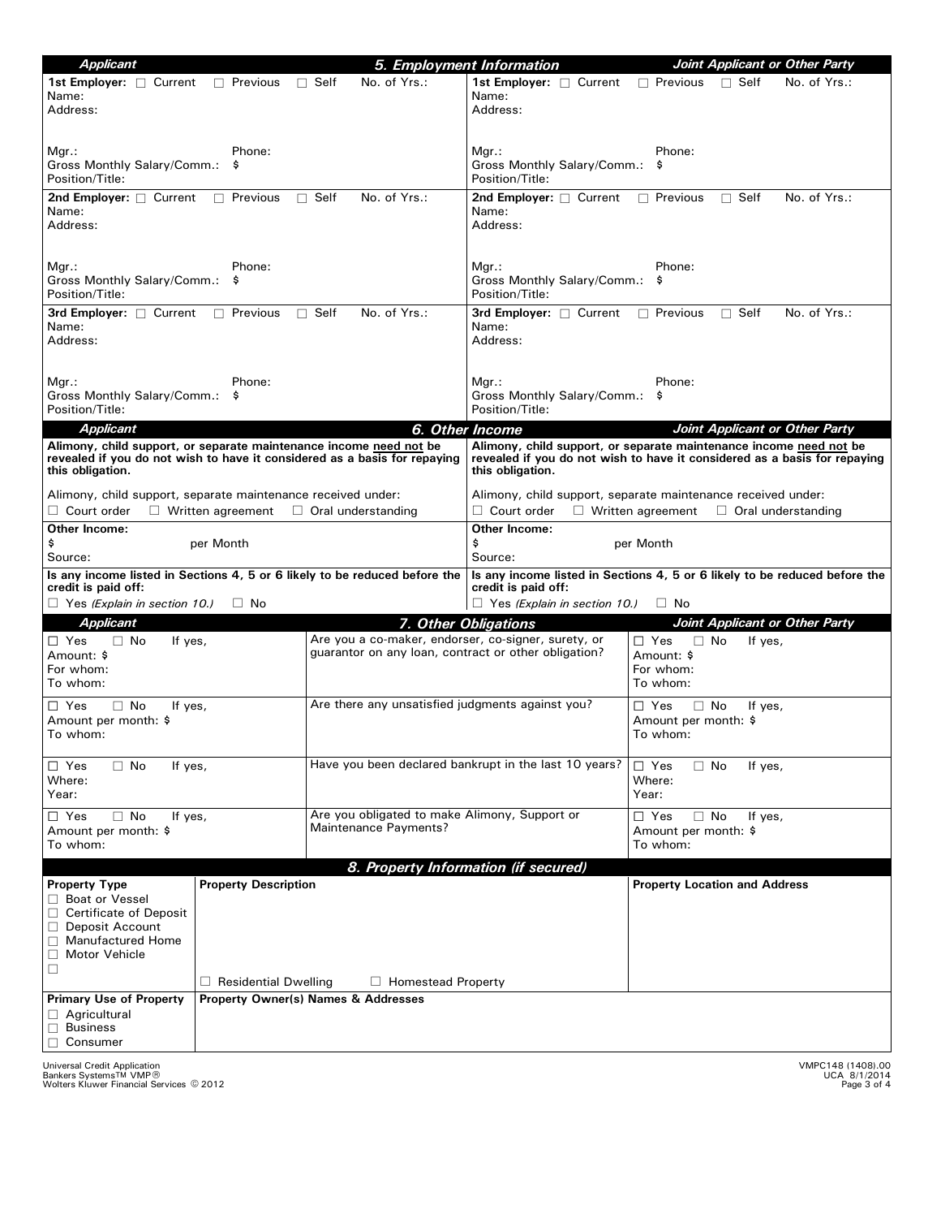## 5. Employment Information

| Applicant | Joint Applicant or Other Party |
|---|---|
| **1st Employer:** ☐ Current ☐ Previous ☐ Self No. of Yrs.:<br>Name:<br>Address:<br><br>Mgr.: Phone:<br>Gross Monthly Salary/Comm.: $<br>Position/Title: | **1st Employer:** ☐ Current ☐ Previous ☐ Self No. of Yrs.:<br>Name:<br>Address:<br><br>Mgr.: Phone:<br>Gross Monthly Salary/Comm.: $<br>Position/Title: |
| **2nd Employer:** ☐ Current ☐ Previous ☐ Self No. of Yrs.:<br>Name:<br>Address:<br><br>Mgr.: Phone:<br>Gross Monthly Salary/Comm.: $<br>Position/Title: | **2nd Employer:** ☐ Current ☐ Previous ☐ Self No. of Yrs.:<br>Name:<br>Address:<br><br>Mgr.: Phone:<br>Gross Monthly Salary/Comm.: $<br>Position/Title: |
| **3rd Employer:** ☐ Current ☐ Previous ☐ Self No. of Yrs.:<br>Name:<br>Address:<br><br>Mgr.: Phone:<br>Gross Monthly Salary/Comm.: $<br>Position/Title: | **3rd Employer:** ☐ Current ☐ Previous ☐ Self No. of Yrs.:<br>Name:<br>Address:<br><br>Mgr.: Phone:<br>Gross Monthly Salary/Comm.: $<br>Position/Title: |

## 6. Other Income

| Applicant | Joint Applicant or Other Party |
|---|---|
| **Alimony, child support, or separate maintenance income need not be revealed if you do not wish to have it considered as a basis for repaying this obligation.** | **Alimony, child support, or separate maintenance income need not be revealed if you do not wish to have it considered as a basis for repaying this obligation.** |
| Alimony, child support, separate maintenance received under:<br>☐ Court order ☐ Written agreement ☐ Oral understanding | Alimony, child support, separate maintenance received under:<br>☐ Court order ☐ Written agreement ☐ Oral understanding |
| **Other Income:**<br>$ per Month<br>Source: | **Other Income:**<br>$ per Month<br>Source: |
| **Is any income listed in Sections 4, 5 or 6 likely to be reduced before the credit is paid off:**<br>☐ Yes *(Explain in section 10.)* ☐ No | **Is any income listed in Sections 4, 5 or 6 likely to be reduced before the credit is paid off:**<br>☐ Yes *(Explain in section 10.)* ☐ No |

## 7. Other Obligations

| Applicant | | Joint Applicant or Other Party |
|---|---|---|
| ☐ Yes ☐ No If yes,<br>Amount: $<br>For whom:<br>To whom: | Are you a co-maker, endorser, co-signer, surety, or guarantor on any loan, contract or other obligation? | ☐ Yes ☐ No If yes,<br>Amount: $<br>For whom:<br>To whom: |
| ☐ Yes ☐ No If yes,<br>Amount per month: $<br>To whom: | Are there any unsatisfied judgments against you? | ☐ Yes ☐ No If yes,<br>Amount per month: $<br>To whom: |
| ☐ Yes ☐ No If yes,<br>Where:<br>Year: | Have you been declared bankrupt in the last 10 years? | ☐ Yes ☐ No If yes,<br>Where:<br>Year: |
| ☐ Yes ☐ No If yes,<br>Amount per month: $<br>To whom: | Are you obligated to make Alimony, Support or Maintenance Payments? | ☐ Yes ☐ No If yes,<br>Amount per month: $<br>To whom: |

## 8. Property Information (if secured)

| **Property Type** | **Property Description** | **Property Location and Address** |
|---|---|---|
| ☐ Boat or Vessel<br>☐ Certificate of Deposit<br>☐ Deposit Account<br>☐ Manufactured Home<br>☐ Motor Vehicle<br>☐ | ☐ Residential Dwelling ☐ Homestead Property | |
| **Primary Use of Property**<br>☐ Agricultural<br>☐ Business<br>☐ Consumer | **Property Owner(s) Names & Addresses** | |

Universal Credit Application
Bankers Systems™ VMP®
Wolters Kluwer Financial Services © 2012

VMPC148 (1408).00
UCA 8/1/2014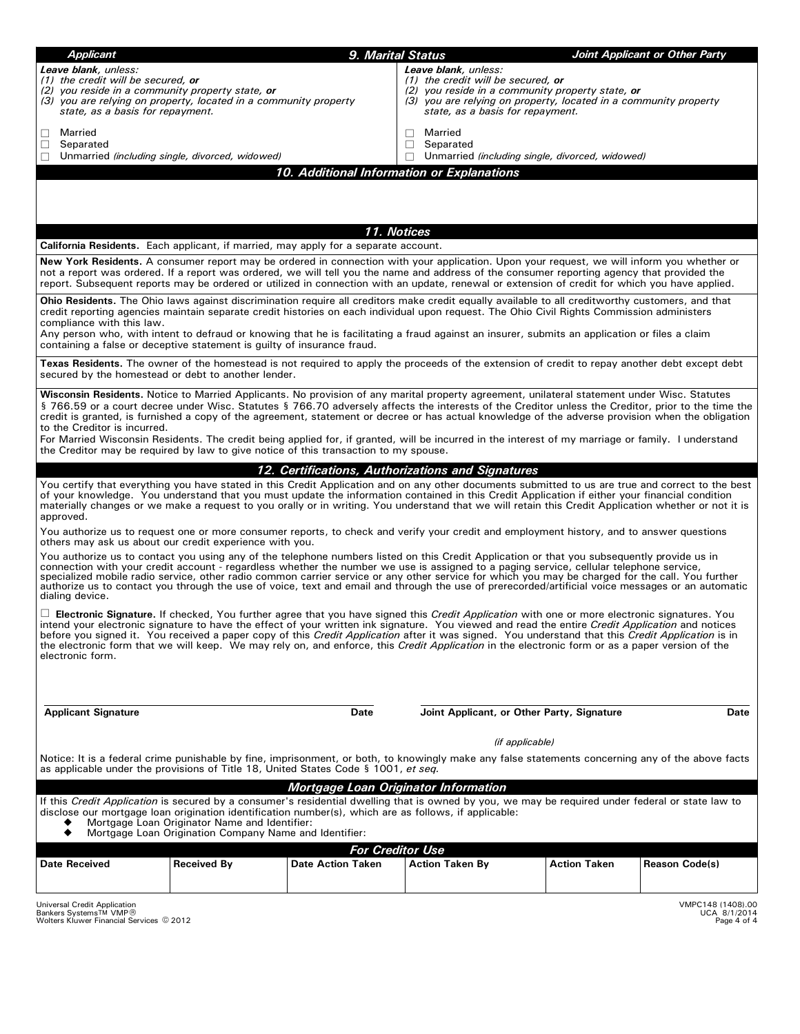## 9. Marital Status

| Applicant | Joint Applicant or Other Party |
|---|---|
| ***Leave blank**, unless:* | ***Leave blank**, unless:* |
| *(1) the credit will be secured, **or*** | *(1) the credit will be secured, **or*** |
| *(2) you reside in a community property state, **or*** | *(2) you reside in a community property state, **or*** |
| *(3) you are relying on property, located in a community property state, as a basis for repayment.* | *(3) you are relying on property, located in a community property state, as a basis for repayment.* |
| ☐ Married | ☐ Married |
| ☐ Separated | ☐ Separated |
| ☐ Unmarried *(including single, divorced, widowed)* | ☐ Unmarried *(including single, divorced, widowed)* |

## 10. Additional Information or Explanations

## 11. Notices

**California Residents.** Each applicant, if married, may apply for a separate account.

**New York Residents.** A consumer report may be ordered in connection with your application. Upon your request, we will inform you whether or not a report was ordered. If a report was ordered, we will tell you the name and address of the consumer reporting agency that provided the report. Subsequent reports may be ordered or utilized in connection with an update, renewal or extension of credit for which you have applied.

**Ohio Residents.** The Ohio laws against discrimination require all creditors make credit equally available to all creditworthy customers, and that credit reporting agencies maintain separate credit histories on each individual upon request. The Ohio Civil Rights Commission administers compliance with this law.

Any person who, with intent to defraud or knowing that he is facilitating a fraud against an insurer, submits an application or files a claim containing a false or deceptive statement is guilty of insurance fraud.

**Texas Residents.** The owner of the homestead is not required to apply the proceeds of the extension of credit to repay another debt except debt secured by the homestead or debt to another lender.

**Wisconsin Residents.** Notice to Married Applicants. No provision of any marital property agreement, unilateral statement under Wisc. Statutes § 766.59 or a court decree under Wisc. Statutes § 766.70 adversely affects the interests of the Creditor unless the Creditor, prior to the time the credit is granted, is furnished a copy of the agreement, statement or decree or has actual knowledge of the adverse provision when the obligation to the Creditor is incurred.

For Married Wisconsin Residents. The credit being applied for, if granted, will be incurred in the interest of my marriage or family. I understand the Creditor may be required by law to give notice of this transaction to my spouse.

## 12. Certifications, Authorizations and Signatures

You certify that everything you have stated in this Credit Application and on any other documents submitted to us are true and correct to the best of your knowledge. You understand that you must update the information contained in this Credit Application if either your financial condition materially changes or we make a request to you orally or in writing. You understand that we will retain this Credit Application whether or not it is approved.

You authorize us to request one or more consumer reports, to check and verify your credit and employment history, and to answer questions others may ask us about our credit experience with you.

You authorize us to contact you using any of the telephone numbers listed on this Credit Application or that you subsequently provide us in connection with your credit account - regardless whether the number we use is assigned to a paging service, cellular telephone service, specialized mobile radio service, other radio common carrier service or any other service for which you may be charged for the call. You further authorize us to contact you through the use of voice, text and email and through the use of prerecorded/artificial voice messages or an automatic dialing device.

☐ **Electronic Signature.** If checked, You further agree that you have signed this *Credit Application* with one or more electronic signatures. You intend your electronic signature to have the effect of your written ink signature. You viewed and read the entire *Credit Application* and notices before you signed it. You received a paper copy of this *Credit Application* after it was signed. You understand that this *Credit Application* is in the electronic form that we will keep. We may rely on, and enforce, this *Credit Application* in the electronic form or as a paper version of the electronic form.

**Applicant Signature** **Date**

**Joint Applicant, or Other Party, Signature** **Date**

*(if applicable)*

Notice: It is a federal crime punishable by fine, imprisonment, or both, to knowingly make any false statements concerning any of the above facts as applicable under the provisions of Title 18, United States Code § 1001, *et seq.*

## Mortgage Loan Originator Information

If this *Credit Application* is secured by a consumer's residential dwelling that is owned by you, we may be required under federal or state law to disclose our mortgage loan origination identification number(s), which are as follows, if applicable:

- Mortgage Loan Originator Name and Identifier:
- Mortgage Loan Origination Company Name and Identifier:

## For Creditor Use

| Date Received | Received By | Date Action Taken | Action Taken By | Action Taken | Reason Code(s) |
|---|---|---|---|---|---|
| | | | | | |

Universal Credit Application
Bankers Systems™ VMP®
Wolters Kluwer Financial Services © 2012

VMPC148 (1408).00
UCA 8/1/2014